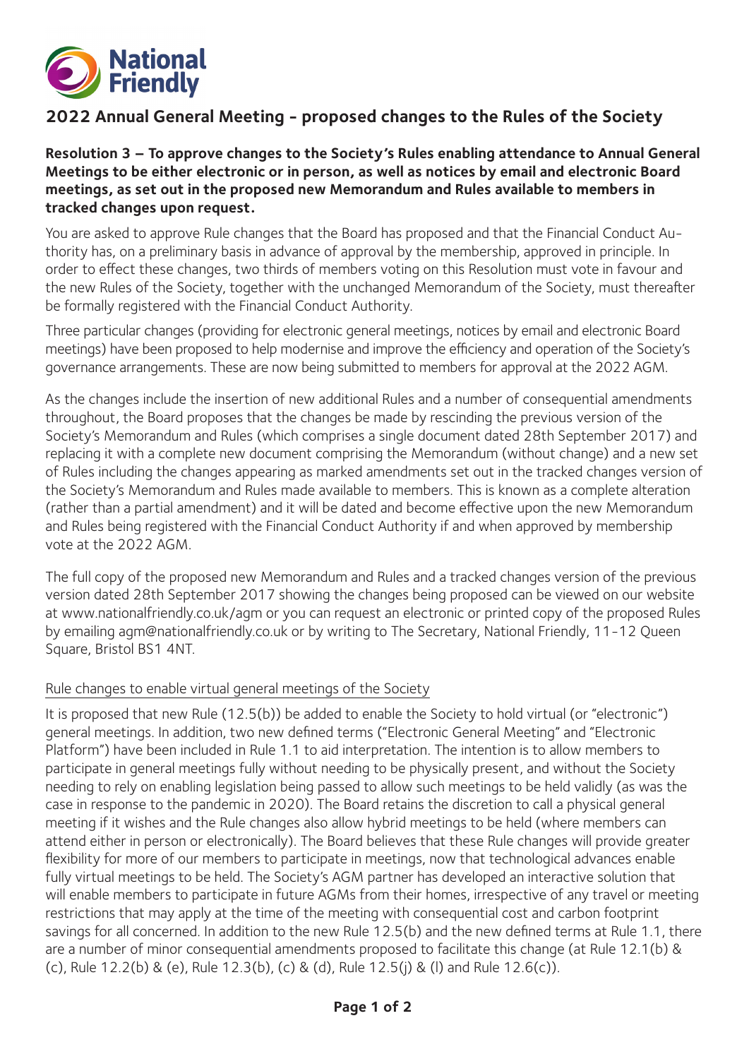National Friendly

# 2022 Annual General Meeting - proposed changes to the Rules of the Society

**Resolution 3 – To approve changes to the Society's Rules enabling attendance to Annual General Meetings to be either electronic or in person, as well as notices by email and electronic Board meetings, as set out in the proposed new Memorandum and Rules available to members in tracked changes upon request.**

You are asked to approve Rule changes that the Board has proposed and that the Financial Conduct Authority has, on a preliminary basis in advance of approval by the membership, approved in principle. In order to effect these changes, two thirds of members voting on this Resolution must vote in favour and the new Rules of the Society, together with the unchanged Memorandum of the Society, must thereafter be formally registered with the Financial Conduct Authority.

Three particular changes (providing for electronic general meetings, notices by email and electronic Board meetings) have been proposed to help modernise and improve the efficiency and operation of the Society's governance arrangements. These are now being submitted to members for approval at the 2022 AGM.

As the changes include the insertion of new additional Rules and a number of consequential amendments throughout, the Board proposes that the changes be made by rescinding the previous version of the Society's Memorandum and Rules (which comprises a single document dated 28th September 2017) and replacing it with a complete new document comprising the Memorandum (without change) and a new set of Rules including the changes appearing as marked amendments set out in the tracked changes version of the Society's Memorandum and Rules made available to members. This is known as a complete alteration (rather than a partial amendment) and it will be dated and become effective upon the new Memorandum and Rules being registered with the Financial Conduct Authority if and when approved by membership vote at the 2022 AGM.

The full copy of the proposed new Memorandum and Rules and a tracked changes version of the previous version dated 28th September 2017 showing the changes being proposed can be viewed on our website at www.nationalfriendly.co.uk/agm or you can request an electronic or printed copy of the proposed Rules by emailing agm@nationalfriendly.co.uk or by writing to The Secretary, National Friendly, 11-12 Queen Square, Bristol BS1 4NT.

## Rule changes to enable virtual general meetings of the Society

It is proposed that new Rule (12.5(b)) be added to enable the Society to hold virtual (or "electronic") general meetings. In addition, two new defined terms ("Electronic General Meeting" and "Electronic Platform") have been included in Rule 1.1 to aid interpretation. The intention is to allow members to participate in general meetings fully without needing to be physically present, and without the Society needing to rely on enabling legislation being passed to allow such meetings to be held validly (as was the case in response to the pandemic in 2020). The Board retains the discretion to call a physical general meeting if it wishes and the Rule changes also allow hybrid meetings to be held (where members can attend either in person or electronically). The Board believes that these Rule changes will provide greater flexibility for more of our members to participate in meetings, now that technological advances enable fully virtual meetings to be held. The Society's AGM partner has developed an interactive solution that will enable members to participate in future AGMs from their homes, irrespective of any travel or meeting restrictions that may apply at the time of the meeting with consequential cost and carbon footprint savings for all concerned. In addition to the new Rule 12.5(b) and the new defined terms at Rule 1.1, there are a number of minor consequential amendments proposed to facilitate this change (at Rule 12.1(b) & (c), Rule 12.2(b) & (e), Rule 12.3(b), (c) & (d), Rule 12.5(j) & (l) and Rule 12.6(c)).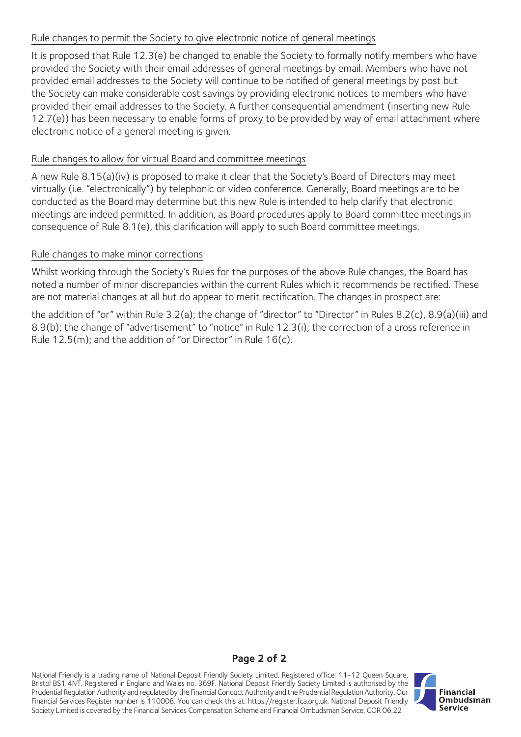Rule changes to permit the Society to give electronic notice of general meetings

It is proposed that Rule 12.3(e) be changed to enable the Society to formally notify members who have provided the Society with their email addresses of general meetings by email. Members who have not provided email addresses to the Society will continue to be notified of general meetings by post but the Society can make considerable cost savings by providing electronic notices to members who have provided their email addresses to the Society. A further consequential amendment (inserting new Rule 12.7(e)) has been necessary to enable forms of proxy to be provided by way of email attachment where electronic notice of a general meeting is given.

Rule changes to allow for virtual Board and committee meetings

A new Rule 8.15(a)(iv) is proposed to make it clear that the Society's Board of Directors may meet virtually (i.e. "electronically") by telephonic or video conference. Generally, Board meetings are to be conducted as the Board may determine but this new Rule is intended to help clarify that electronic meetings are indeed permitted. In addition, as Board procedures apply to Board committee meetings in consequence of Rule 8.1(e), this clarification will apply to such Board committee meetings.

Rule changes to make minor corrections

Whilst working through the Society's Rules for the purposes of the above Rule changes, the Board has noted a number of minor discrepancies within the current Rules which it recommends be rectified. These are not material changes at all but do appear to merit rectification. The changes in prospect are:

the addition of "or" within Rule 3.2(a); the change of "director" to "Director" in Rules 8.2(c), 8.9(a)(iii) and 8.9(b); the change of "advertisement" to "notice" in Rule 12.3(i); the correction of a cross reference in Rule 12.5(m); and the addition of "or Director" in Rule 16(c).

National Friendly is a trading name of National Deposit Friendly Society Limited. Registered office: 11-12 Queen Square, Bristol BS1 4NT. Registered in England and Wales no. 369F. National Deposit Friendly Society Limited is authorised by the Prudential Regulation Authority and regulated by the Financial Conduct Authority and the Prudential Regulation Authority. Our Financial Services Register number is 110008. You can check this at: https://register.fca.org.uk. National Deposit Friendly Society Limited is covered by the Financial Services Compensation Scheme and Financial Ombudsman Service. COR 06.22

Financial Ombudsman Service